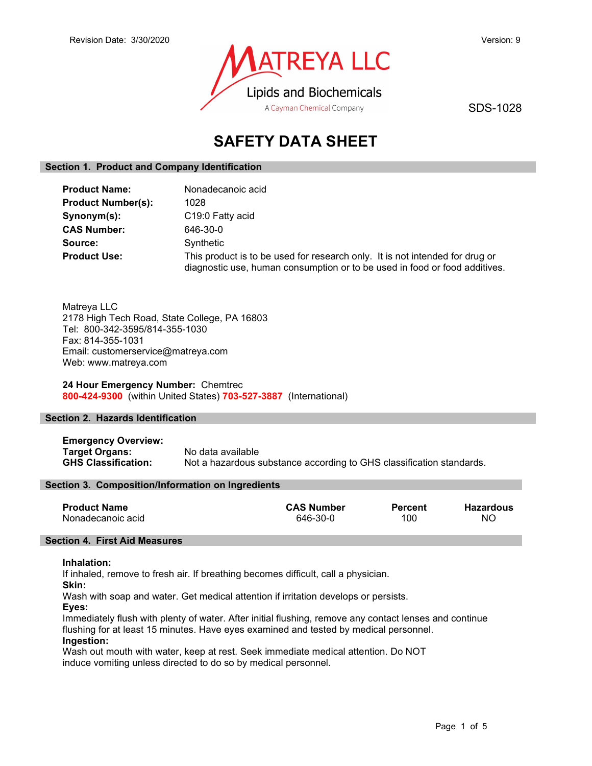Revision Date: 3/30/2020

Version: 9

MATREYA LLC
Lipids and Biochemicals
A Cayman Chemical Company

SDS-1028

# SAFETY DATA SHEET

## Section 1. Product and Company Identification

**Product Name:** Nonadecanoic acid
**Product Number(s):** 1028
**Synonym(s):** C19:0 Fatty acid
**CAS Number:** 646-30-0
**Source:** Synthetic
**Product Use:** This product is to be used for research only. It is not intended for drug or diagnostic use, human consumption or to be used in food or food additives.

Matreya LLC
2178 High Tech Road, State College, PA 16803
Tel: 800-342-3595/814-355-1030
Fax: 814-355-1031
Email: customerservice@matreya.com
Web: www.matreya.com

**24 Hour Emergency Number:** Chemtrec
**800-424-9300** (within United States) **703-527-3887** (International)

## Section 2. Hazards Identification

**Emergency Overview:**
**Target Organs:** No data available
**GHS Classification:** Not a hazardous substance according to GHS classification standards.

## Section 3. Composition/Information on Ingredients

| Product Name | CAS Number | Percent | Hazardous |
|---|---|---|---|
| Nonadecanoic acid | 646-30-0 | 100 | NO |

## Section 4. First Aid Measures

**Inhalation:**
If inhaled, remove to fresh air. If breathing becomes difficult, call a physician.
**Skin:**
Wash with soap and water. Get medical attention if irritation develops or persists.
**Eyes:**
Immediately flush with plenty of water. After initial flushing, remove any contact lenses and continue flushing for at least 15 minutes. Have eyes examined and tested by medical personnel.
**Ingestion:**
Wash out mouth with water, keep at rest. Seek immediate medical attention. Do NOT induce vomiting unless directed to do so by medical personnel.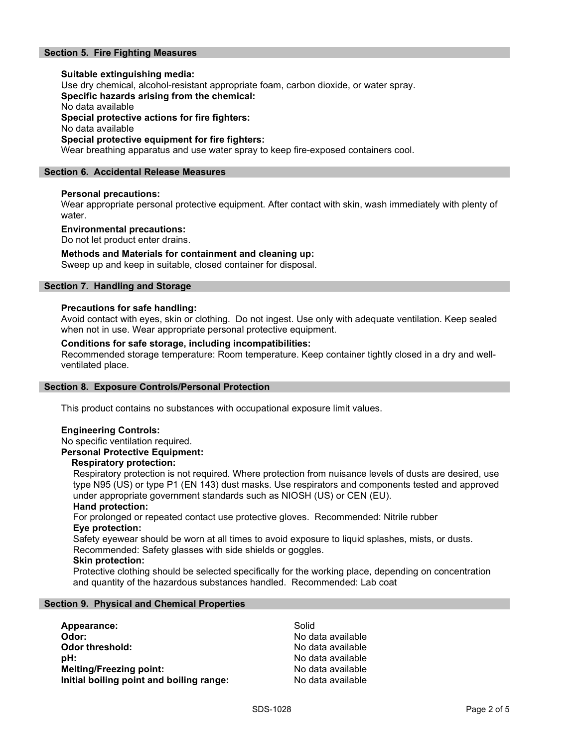## Section 5. Fire Fighting Measures

**Suitable extinguishing media:**
Use dry chemical, alcohol-resistant appropriate foam, carbon dioxide, or water spray.

**Specific hazards arising from the chemical:**
No data available

**Special protective actions for fire fighters:**
No data available

**Special protective equipment for fire fighters:**
Wear breathing apparatus and use water spray to keep fire-exposed containers cool.

## Section 6. Accidental Release Measures

**Personal precautions:**
Wear appropriate personal protective equipment. After contact with skin, wash immediately with plenty of water.

**Environmental precautions:**
Do not let product enter drains.

**Methods and Materials for containment and cleaning up:**
Sweep up and keep in suitable, closed container for disposal.

## Section 7. Handling and Storage

**Precautions for safe handling:**
Avoid contact with eyes, skin or clothing. Do not ingest. Use only with adequate ventilation. Keep sealed when not in use. Wear appropriate personal protective equipment.

**Conditions for safe storage, including incompatibilities:**
Recommended storage temperature: Room temperature. Keep container tightly closed in a dry and well-ventilated place.

## Section 8. Exposure Controls/Personal Protection

This product contains no substances with occupational exposure limit values.

**Engineering Controls:**
No specific ventilation required.

**Personal Protective Equipment:**

**Respiratory protection:**
Respiratory protection is not required. Where protection from nuisance levels of dusts are desired, use type N95 (US) or type P1 (EN 143) dust masks. Use respirators and components tested and approved under appropriate government standards such as NIOSH (US) or CEN (EU).

**Hand protection:**
For prolonged or repeated contact use protective gloves. Recommended: Nitrile rubber

**Eye protection:**
Safety eyewear should be worn at all times to avoid exposure to liquid splashes, mists, or dusts. Recommended: Safety glasses with side shields or goggles.

**Skin protection:**
Protective clothing should be selected specifically for the working place, depending on concentration and quantity of the hazardous substances handled. Recommended: Lab coat

## Section 9. Physical and Chemical Properties

| | |
|---|---|
| **Appearance:** | Solid |
| **Odor:** | No data available |
| **Odor threshold:** | No data available |
| **pH:** | No data available |
| **Melting/Freezing point:** | No data available |
| **Initial boiling point and boiling range:** | No data available |

SDS-1028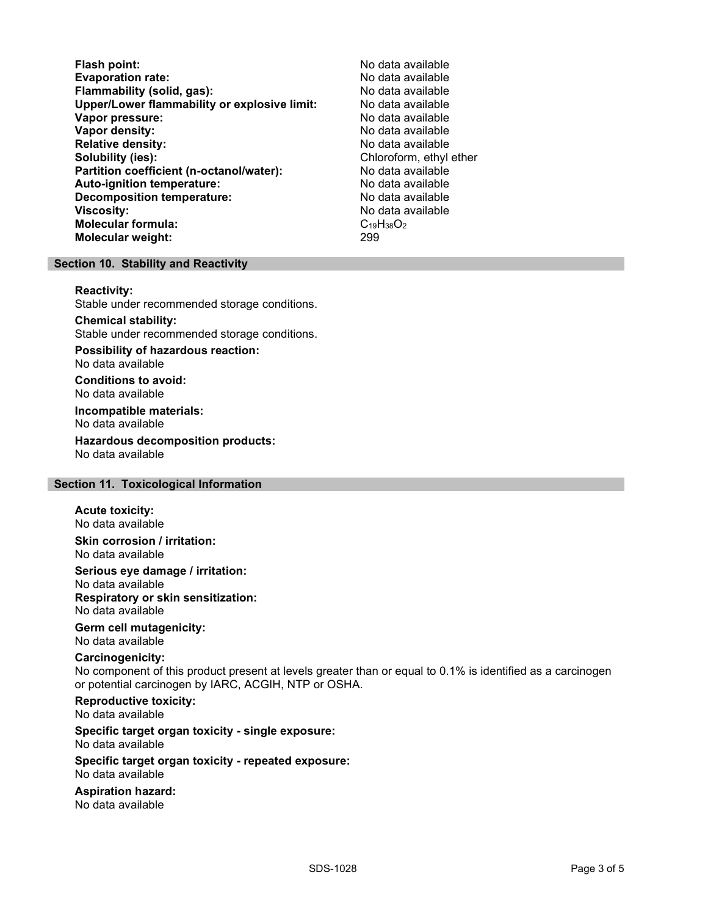| | |
|---|---|
| **Flash point:** | No data available |
| **Evaporation rate:** | No data available |
| **Flammability (solid, gas):** | No data available |
| **Upper/Lower flammability or explosive limit:** | No data available |
| **Vapor pressure:** | No data available |
| **Vapor density:** | No data available |
| **Relative density:** | No data available |
| **Solubility (ies):** | Chloroform, ethyl ether |
| **Partition coefficient (n-octanol/water):** | No data available |
| **Auto-ignition temperature:** | No data available |
| **Decomposition temperature:** | No data available |
| **Viscosity:** | No data available |
| **Molecular formula:** | $C_{19}H_{38}O_2$ |
| **Molecular weight:** | 299 |

## Section 10. Stability and Reactivity

**Reactivity:**
Stable under recommended storage conditions.

**Chemical stability:**
Stable under recommended storage conditions.

**Possibility of hazardous reaction:**
No data available

**Conditions to avoid:**
No data available

**Incompatible materials:**
No data available

**Hazardous decomposition products:**
No data available

## Section 11. Toxicological Information

**Acute toxicity:**
No data available

**Skin corrosion / irritation:**
No data available

**Serious eye damage / irritation:**
No data available

**Respiratory or skin sensitization:**
No data available

**Germ cell mutagenicity:**
No data available

**Carcinogenicity:**
No component of this product present at levels greater than or equal to 0.1% is identified as a carcinogen or potential carcinogen by IARC, ACGIH, NTP or OSHA.

**Reproductive toxicity:**
No data available

**Specific target organ toxicity - single exposure:**
No data available

**Specific target organ toxicity - repeated exposure:**
No data available

**Aspiration hazard:**
No data available

SDS-1028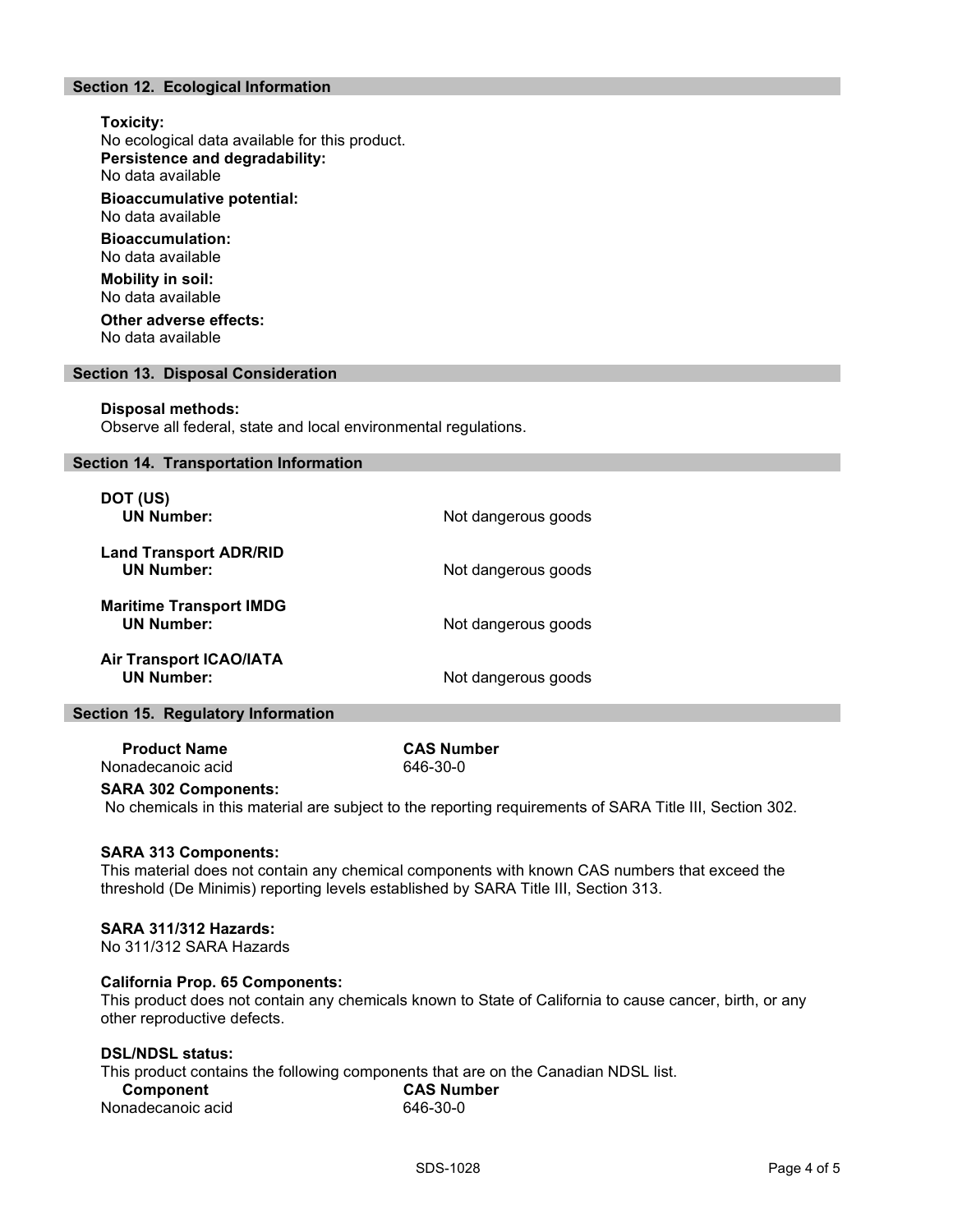## Section 12. Ecological Information

**Toxicity:**
No ecological data available for this product.

**Persistence and degradability:**
No data available

**Bioaccumulative potential:**
No data available

**Bioaccumulation:**
No data available

**Mobility in soil:**
No data available

**Other adverse effects:**
No data available

## Section 13. Disposal Consideration

**Disposal methods:**
Observe all federal, state and local environmental regulations.

## Section 14. Transportation Information

**DOT (US)**
**UN Number:** Not dangerous goods

**Land Transport ADR/RID**
**UN Number:** Not dangerous goods

**Maritime Transport IMDG**
**UN Number:** Not dangerous goods

**Air Transport ICAO/IATA**
**UN Number:** Not dangerous goods

## Section 15. Regulatory Information

| Product Name | CAS Number |
| --- | --- |
| Nonadecanoic acid | 646-30-0 |

**SARA 302 Components:**
No chemicals in this material are subject to the reporting requirements of SARA Title III, Section 302.

**SARA 313 Components:**
This material does not contain any chemical components with known CAS numbers that exceed the threshold (De Minimis) reporting levels established by SARA Title III, Section 313.

**SARA 311/312 Hazards:**
No 311/312 SARA Hazards

**California Prop. 65 Components:**
This product does not contain any chemicals known to State of California to cause cancer, birth, or any other reproductive defects.

**DSL/NDSL status:**
This product contains the following components that are on the Canadian NDSL list.

| Component | CAS Number |
| --- | --- |
| Nonadecanoic acid | 646-30-0 |

SDS-1028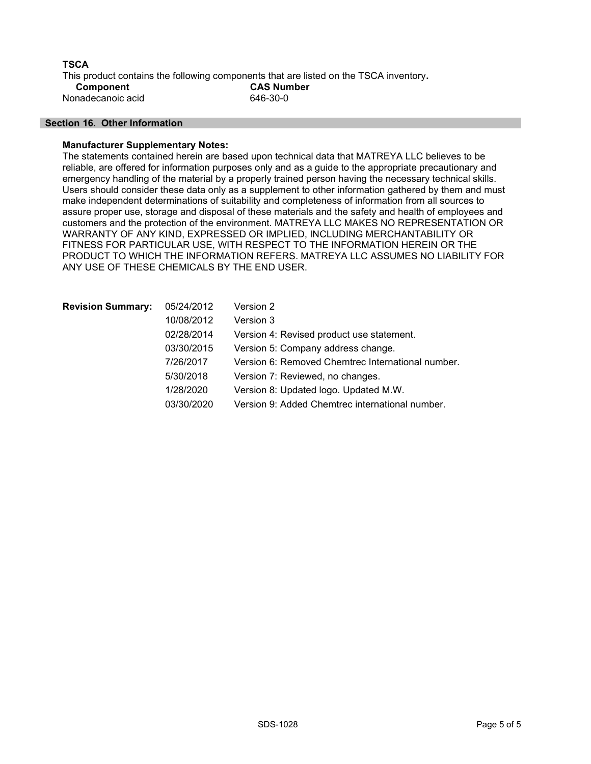**TSCA**

This product contains the following components that are listed on the TSCA inventory.

| Component | CAS Number |
| --- | --- |
| Nonadecanoic acid | 646-30-0 |

## Section 16. Other Information

**Manufacturer Supplementary Notes:**

The statements contained herein are based upon technical data that MATREYA LLC believes to be reliable, are offered for information purposes only and as a guide to the appropriate precautionary and emergency handling of the material by a properly trained person having the necessary technical skills. Users should consider these data only as a supplement to other information gathered by them and must make independent determinations of suitability and completeness of information from all sources to assure proper use, storage and disposal of these materials and the safety and health of employees and customers and the protection of the environment. MATREYA LLC MAKES NO REPRESENTATION OR WARRANTY OF ANY KIND, EXPRESSED OR IMPLIED, INCLUDING MERCHANTABILITY OR FITNESS FOR PARTICULAR USE, WITH RESPECT TO THE INFORMATION HEREIN OR THE PRODUCT TO WHICH THE INFORMATION REFERS. MATREYA LLC ASSUMES NO LIABILITY FOR ANY USE OF THESE CHEMICALS BY THE END USER.

| | | |
| --- | --- | --- |
| **Revision Summary:** | 05/24/2012 | Version 2 |
| | 10/08/2012 | Version 3 |
| | 02/28/2014 | Version 4: Revised product use statement. |
| | 03/30/2015 | Version 5: Company address change. |
| | 7/26/2017 | Version 6: Removed Chemtrec International number. |
| | 5/30/2018 | Version 7: Reviewed, no changes. |
| | 1/28/2020 | Version 8: Updated logo. Updated M.W. |
| | 03/30/2020 | Version 9: Added Chemtrec international number. |

SDS-1028